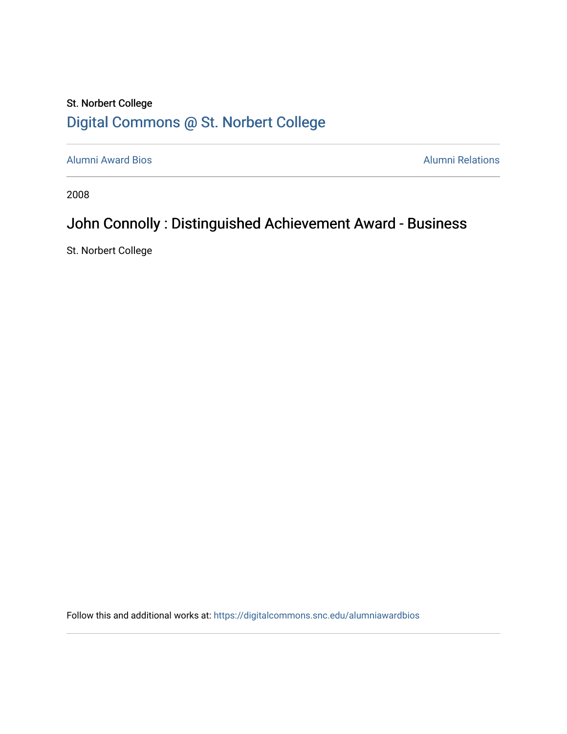St. Norbert College

[Digital Commons @ St. Norbert College](https://digitalcommons.snc.edu)

Alumni Award Bios | Alumni Relations

2008

# John Connolly : Distinguished Achievement Award - Business

St. Norbert College

Follow this and additional works at: https://digitalcommons.snc.edu/alumniawardbios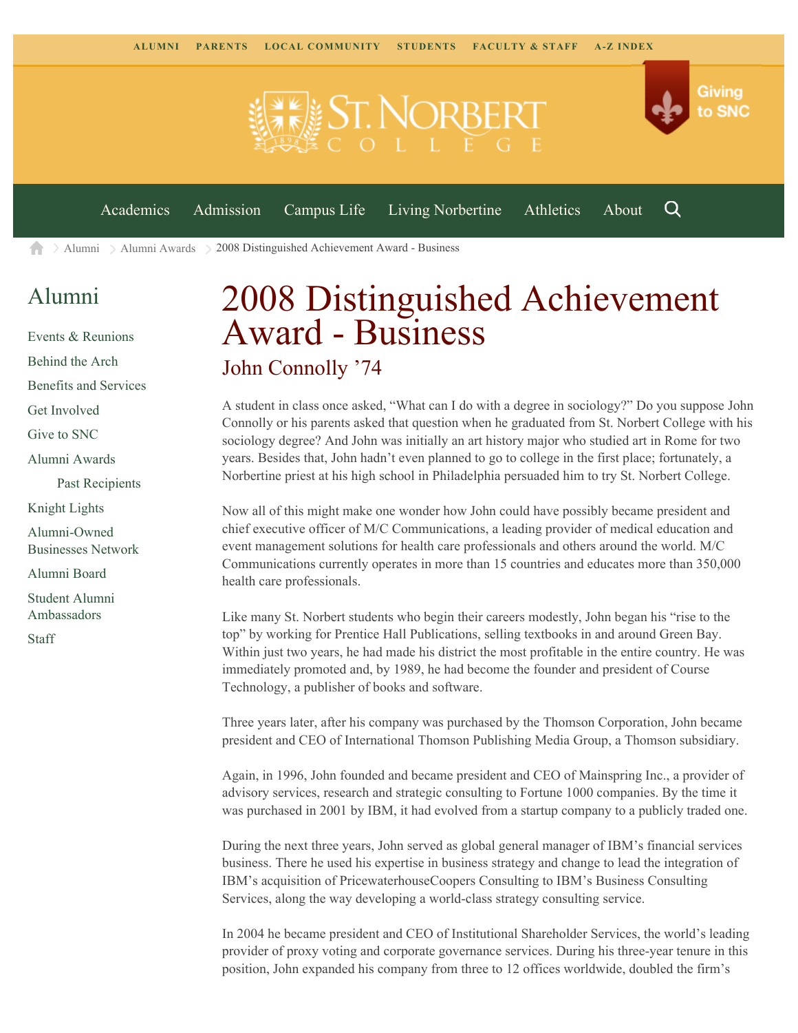ALUMNI PARENTS LOCAL COMMUNITY STUDENTS FACULTY & STAFF A-Z INDEX

Giving to SNC

Academics Admission Campus Life Living Norbertine Athletics About

Alumni > Alumni Awards > 2008 Distinguished Achievement Award - Business

## Alumni

- Events & Reunions
- Behind the Arch
- Benefits and Services
- Get Involved
- Give to SNC
- Alumni Awards
  - Past Recipients
- Knight Lights
- Alumni-Owned Businesses Network
- Alumni Board
- Student Alumni Ambassadors
- Staff

# 2008 Distinguished Achievement Award - Business

## John Connolly '74

A student in class once asked, "What can I do with a degree in sociology?" Do you suppose John Connolly or his parents asked that question when he graduated from St. Norbert College with his sociology degree? And John was initially an art history major who studied art in Rome for two years. Besides that, John hadn't even planned to go to college in the first place; fortunately, a Norbertine priest at his high school in Philadelphia persuaded him to try St. Norbert College.

Now all of this might make one wonder how John could have possibly became president and chief executive officer of M/C Communications, a leading provider of medical education and event management solutions for health care professionals and others around the world. M/C Communications currently operates in more than 15 countries and educates more than 350,000 health care professionals.

Like many St. Norbert students who begin their careers modestly, John began his "rise to the top" by working for Prentice Hall Publications, selling textbooks in and around Green Bay. Within just two years, he had made his district the most profitable in the entire country. He was immediately promoted and, by 1989, he had become the founder and president of Course Technology, a publisher of books and software.

Three years later, after his company was purchased by the Thomson Corporation, John became president and CEO of International Thomson Publishing Media Group, a Thomson subsidiary.

Again, in 1996, John founded and became president and CEO of Mainspring Inc., a provider of advisory services, research and strategic consulting to Fortune 1000 companies. By the time it was purchased in 2001 by IBM, it had evolved from a startup company to a publicly traded one.

During the next three years, John served as global general manager of IBM's financial services business. There he used his expertise in business strategy and change to lead the integration of IBM's acquisition of PricewaterhouseCoopers Consulting to IBM's Business Consulting Services, along the way developing a world-class strategy consulting service.

In 2004 he became president and CEO of Institutional Shareholder Services, the world's leading provider of proxy voting and corporate governance services. During his three-year tenure in this position, John expanded his company from three to 12 offices worldwide, doubled the firm's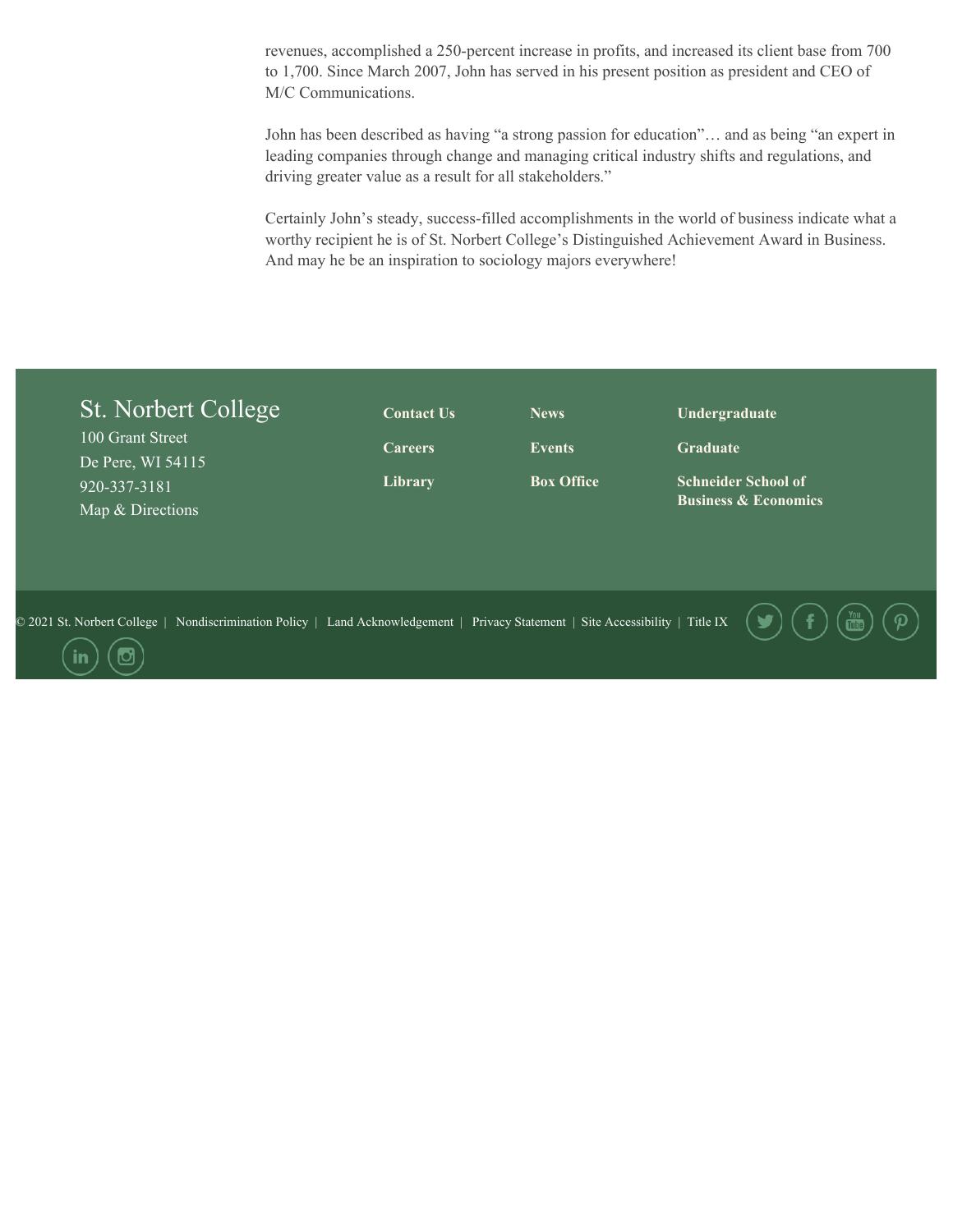revenues, accomplished a 250-percent increase in profits, and increased its client base from 700 to 1,700. Since March 2007, John has served in his present position as president and CEO of M/C Communications.

John has been described as having "a strong passion for education"… and as being "an expert in leading companies through change and managing critical industry shifts and regulations, and driving greater value as a result for all stakeholders."

Certainly John's steady, success-filled accomplishments in the world of business indicate what a worthy recipient he is of St. Norbert College's Distinguished Achievement Award in Business. And may he be an inspiration to sociology majors everywhere!

St. Norbert College
100 Grant Street
De Pere, WI 54115
920-337-3181
Map & Directions

**Contact Us**
**Careers**
**Library**
**News**
**Events**
**Box Office**
**Undergraduate**
**Graduate**
**Schneider School of Business & Economics**

© 2021 St. Norbert College | Nondiscrimination Policy | Land Acknowledgement | Privacy Statement | Site Accessibility | Title IX